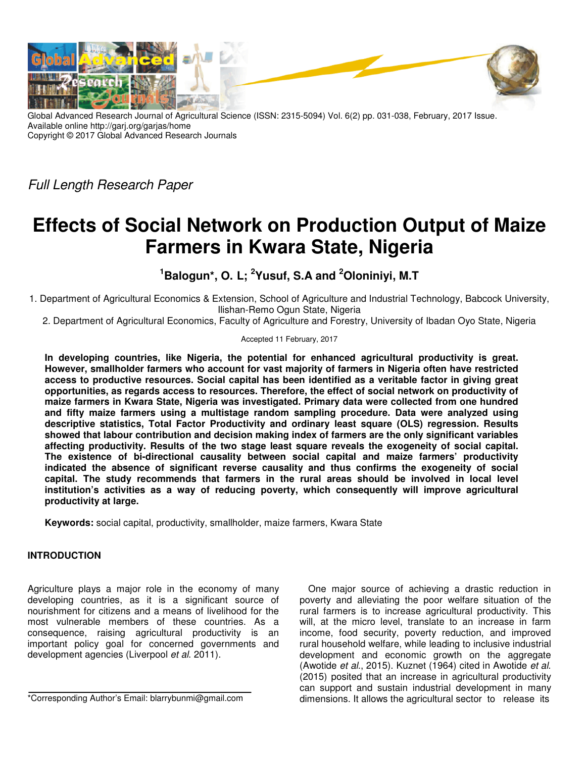Global Advanced Research Journal of Agricultural Science (ISSN: 2315-5094) Vol. 6(2) pp. 031-038, February, 2017 Issue.
Available online http://garj.org/garjas/home
Copyright © 2017 Global Advanced Research Journals

*Full Length Research Paper*

# Effects of Social Network on Production Output of Maize Farmers in Kwara State, Nigeria

**[1]Balogun\*, O. L; [2]Yusuf, S.A and [2]Oloniniyi, M.T**

1. Department of Agricultural Economics & Extension, School of Agriculture and Industrial Technology, Babcock University, Ilishan-Remo Ogun State, Nigeria
2. Department of Agricultural Economics, Faculty of Agriculture and Forestry, University of Ibadan Oyo State, Nigeria

Accepted 11 February, 2017

**In developing countries, like Nigeria, the potential for enhanced agricultural productivity is great. However, smallholder farmers who account for vast majority of farmers in Nigeria often have restricted access to productive resources. Social capital has been identified as a veritable factor in giving great opportunities, as regards access to resources. Therefore, the effect of social network on productivity of maize farmers in Kwara State, Nigeria was investigated. Primary data were collected from one hundred and fifty maize farmers using a multistage random sampling procedure. Data were analyzed using descriptive statistics, Total Factor Productivity and ordinary least square (OLS) regression. Results showed that labour contribution and decision making index of farmers are the only significant variables affecting productivity. Results of the two stage least square reveals the exogeneity of social capital. The existence of bi-directional causality between social capital and maize farmers' productivity indicated the absence of significant reverse causality and thus confirms the exogeneity of social capital. The study recommends that farmers in the rural areas should be involved in local level institution's activities as a way of reducing poverty, which consequently will improve agricultural productivity at large.**

**Keywords:** social capital, productivity, smallholder, maize farmers, Kwara State

## INTRODUCTION

Agriculture plays a major role in the economy of many developing countries, as it is a significant source of nourishment for citizens and a means of livelihood for the most vulnerable members of these countries. As a consequence, raising agricultural productivity is an important policy goal for concerned governments and development agencies (Liverpool *et al*. 2011).

One major source of achieving a drastic reduction in poverty and alleviating the poor welfare situation of the rural farmers is to increase agricultural productivity. This will, at the micro level, translate to an increase in farm income, food security, poverty reduction, and improved rural household welfare, while leading to inclusive industrial development and economic growth on the aggregate (Awotide *et al*., 2015). Kuznet (1964) cited in Awotide *et al*. (2015) posited that an increase in agricultural productivity can support and sustain industrial development in many dimensions. It allows the agricultural sector to release its

\*Corresponding Author's Email: blarrybunmi@gmail.com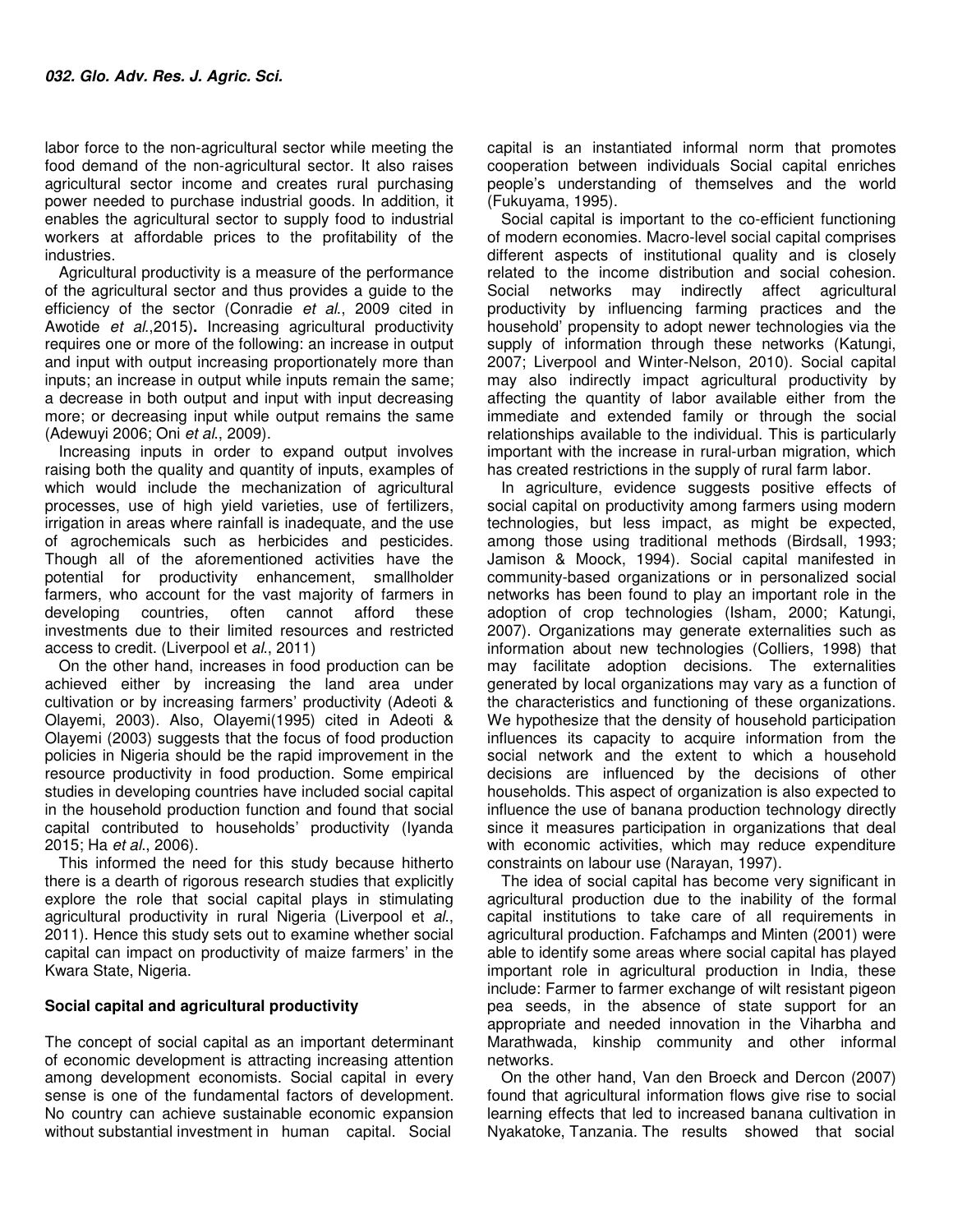labor force to the non-agricultural sector while meeting the food demand of the non-agricultural sector. It also raises agricultural sector income and creates rural purchasing power needed to purchase industrial goods. In addition, it enables the agricultural sector to supply food to industrial workers at affordable prices to the profitability of the industries.

Agricultural productivity is a measure of the performance of the agricultural sector and thus provides a guide to the efficiency of the sector (Conradie *et al*., 2009 cited in Awotide *et al*.,2015). Increasing agricultural productivity requires one or more of the following: an increase in output and input with output increasing proportionately more than inputs; an increase in output while inputs remain the same; a decrease in both output and input with input decreasing more; or decreasing input while output remains the same (Adewuyi 2006; Oni *et al*., 2009).

Increasing inputs in order to expand output involves raising both the quality and quantity of inputs, examples of which would include the mechanization of agricultural processes, use of high yield varieties, use of fertilizers, irrigation in areas where rainfall is inadequate, and the use of agrochemicals such as herbicides and pesticides. Though all of the aforementioned activities have the potential for productivity enhancement, smallholder farmers, who account for the vast majority of farmers in developing countries, often cannot afford these investments due to their limited resources and restricted access to credit. (Liverpool et *al*., 2011)

On the other hand, increases in food production can be achieved either by increasing the land area under cultivation or by increasing farmers' productivity (Adeoti & Olayemi, 2003). Also, Olayemi(1995) cited in Adeoti & Olayemi (2003) suggests that the focus of food production policies in Nigeria should be the rapid improvement in the resource productivity in food production. Some empirical studies in developing countries have included social capital in the household production function and found that social capital contributed to households' productivity (Iyanda 2015; Ha *et al*., 2006).

This informed the need for this study because hitherto there is a dearth of rigorous research studies that explicitly explore the role that social capital plays in stimulating agricultural productivity in rural Nigeria (Liverpool et *al*., 2011). Hence this study sets out to examine whether social capital can impact on productivity of maize farmers' in the Kwara State, Nigeria.

## Social capital and agricultural productivity

The concept of social capital as an important determinant of economic development is attracting increasing attention among development economists. Social capital in every sense is one of the fundamental factors of development. No country can achieve sustainable economic expansion without substantial investment in human capital. Social capital is an instantiated informal norm that promotes cooperation between individuals Social capital enriches people's understanding of themselves and the world (Fukuyama, 1995).

Social capital is important to the co-efficient functioning of modern economies. Macro-level social capital comprises different aspects of institutional quality and is closely related to the income distribution and social cohesion. Social networks may indirectly affect agricultural productivity by influencing farming practices and the household' propensity to adopt newer technologies via the supply of information through these networks (Katungi, 2007; Liverpool and Winter-Nelson, 2010). Social capital may also indirectly impact agricultural productivity by affecting the quantity of labor available either from the immediate and extended family or through the social relationships available to the individual. This is particularly important with the increase in rural-urban migration, which has created restrictions in the supply of rural farm labor.

In agriculture, evidence suggests positive effects of social capital on productivity among farmers using modern technologies, but less impact, as might be expected, among those using traditional methods (Birdsall, 1993; Jamison & Moock, 1994). Social capital manifested in community-based organizations or in personalized social networks has been found to play an important role in the adoption of crop technologies (Isham, 2000; Katungi, 2007). Organizations may generate externalities such as information about new technologies (Colliers, 1998) that may facilitate adoption decisions. The externalities generated by local organizations may vary as a function of the characteristics and functioning of these organizations. We hypothesize that the density of household participation influences its capacity to acquire information from the social network and the extent to which a household decisions are influenced by the decisions of other households. This aspect of organization is also expected to influence the use of banana production technology directly since it measures participation in organizations that deal with economic activities, which may reduce expenditure constraints on labour use (Narayan, 1997).

The idea of social capital has become very significant in agricultural production due to the inability of the formal capital institutions to take care of all requirements in agricultural production. Fafchamps and Minten (2001) were able to identify some areas where social capital has played important role in agricultural production in India, these include: Farmer to farmer exchange of wilt resistant pigeon pea seeds, in the absence of state support for an appropriate and needed innovation in the Viharbha and Marathwada, kinship community and other informal networks.

On the other hand, Van den Broeck and Dercon (2007) found that agricultural information flows give rise to social learning effects that led to increased banana cultivation in Nyakatoke, Tanzania. The results showed that social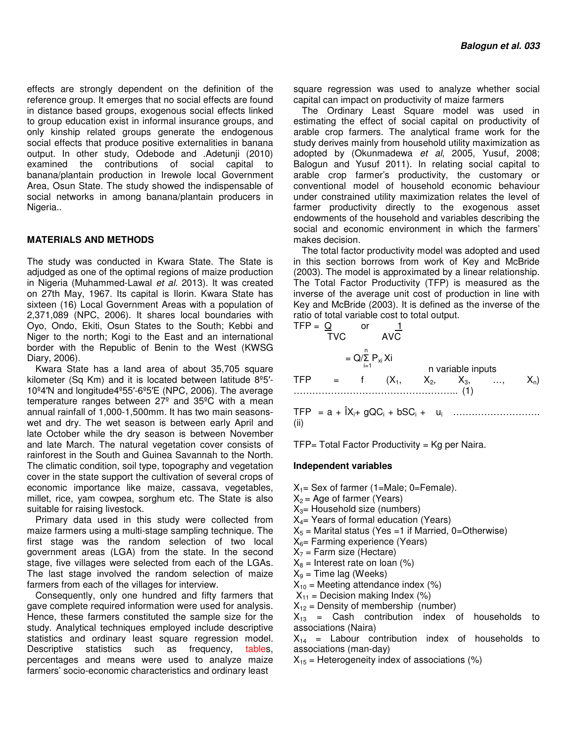effects are strongly dependent on the definition of the reference group. It emerges that no social effects are found in distance based groups, exogenous social effects linked to group education exist in informal insurance groups, and only kinship related groups generate the endogenous social effects that produce positive externalities in banana output. In other study, Odebode and .Adetunji (2010) examined the contributions of social capital to banana/plantain production in Irewole local Government Area, Osun State. The study showed the indispensable of social networks in among banana/plantain producers in Nigeria..

## MATERIALS AND METHODS

The study was conducted in Kwara State. The State is adjudged as one of the optimal regions of maize production in Nigeria (Muhammed-Lawal *et al.* 2013). It was created on 27th May, 1967. Its capital is Ilorin. Kwara State has sixteen (16) Local Government Areas with a population of 2,371,089 (NPC, 2006). It shares local boundaries with Oyo, Ondo, Ekiti, Osun States to the South; Kebbi and Niger to the north; Kogi to the East and an international border with the Republic of Benin to the West (KWSG Diary, 2006).

Kwara State has a land area of about 35,705 square kilometer (Sq Km) and it is located between latitude 8º5′-10º4′N and longitude4º55′-6º5′E (NPC, 2006). The average temperature ranges between 27º and 35ºC with a mean annual rainfall of 1,000-1,500mm. It has two main seasons- wet and dry. The wet season is between early April and late October while the dry season is between November and late March. The natural vegetation cover consists of rainforest in the South and Guinea Savannah to the North. The climatic condition, soil type, topography and vegetation cover in the state support the cultivation of several crops of economic importance like maize, cassava, vegetables, millet, rice, yam cowpea, sorghum etc. The State is also suitable for raising livestock.

Primary data used in this study were collected from maize farmers using a multi-stage sampling technique. The first stage was the random selection of two local government areas (LGA) from the state. In the second stage, five villages were selected from each of the LGAs. The last stage involved the random selection of maize farmers from each of the villages for interview.

Consequently, only one hundred and fifty farmers that gave complete required information were used for analysis. Hence, these farmers constituted the sample size for the study. Analytical techniques employed include descriptive statistics and ordinary least square regression model. Descriptive statistics such as frequency, tables, percentages and means were used to analyze maize farmers' socio-economic characteristics and ordinary least square regression was used to analyze whether social capital can impact on productivity of maize farmers

The Ordinary Least Square model was used in estimating the effect of social capital on productivity of arable crop farmers. The analytical frame work for the study derives mainly from household utility maximization as adopted by (Okunmadewa *et al*, 2005, Yusuf, 2008; Balogun and Yusuf 2011). In relating social capital to arable crop farmer's productivity, the customary or conventional model of household economic behaviour under constrained utility maximization relates the level of farmer productivity directly to the exogenous asset endowments of the household and variables describing the social and economic environment in which the farmers' makes decision.

The total factor productivity model was adopted and used in this section borrows from work of Key and McBride (2003). The model is approximated by a linear relationship. The Total Factor Productivity (TFP) is measured as the inverse of the average unit cost of production in line with Key and McBride (2003). It is defined as the inverse of the ratio of total variable cost to total output.

$$TFP = \frac{Q}{TVC} \quad \text{or} \quad \frac{1}{AVC}$$

$$= Q/\sum_{i=1}^{n} P_{xi} X_i$$

$$TFP = f(X_1, X_2, X_3, \ldots, X_n) \quad \text{(n variable inputs)} \quad \ldots\ldots (1)$$

$$TFP = a + \hat{I}X_i + gQC_i + bSC_i + u_i \quad \ldots\ldots (ii)$$

TFP= Total Factor Productivity = Kg per Naira.

### Independent variables

$X_1$= Sex of farmer (1=Male; 0=Female).
$X_2$ = Age of farmer (Years)
$X_3$= Household size (numbers)
$X_4$= Years of formal education (Years)
$X_5$ = Marital status (Yes =1 if Married, 0=Otherwise)
$X_6$= Farming experience (Years)
$X_7$ = Farm size (Hectare)
$X_8$ = Interest rate on loan (%)
$X_9$ = Time lag (Weeks)
$X_{10}$ = Meeting attendance index (%)
$X_{11}$ = Decision making Index (%)
$X_{12}$ = Density of membership (number)
$X_{13}$ = Cash contribution index of households to associations (Naira)
$X_{14}$ = Labour contribution index of households to associations (man-day)
$X_{15}$ = Heterogeneity index of associations (%)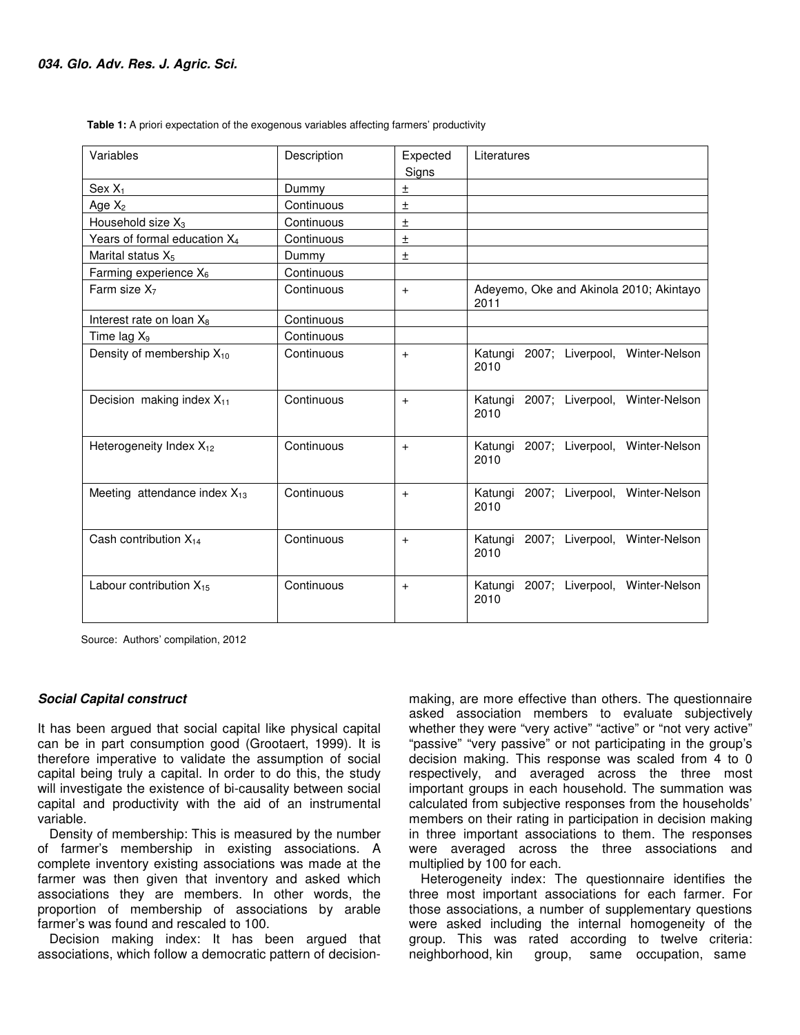**Table 1:** A priori expectation of the exogenous variables affecting farmers' productivity

| Variables | Description | Expected Signs | Literatures |
|---|---|---|---|
| Sex $X_1$ | Dummy | ± | |
| Age $X_2$ | Continuous | ± | |
| Household size $X_3$ | Continuous | ± | |
| Years of formal education $X_4$ | Continuous | ± | |
| Marital status $X_5$ | Dummy | ± | |
| Farming experience $X_6$ | Continuous | | |
| Farm size $X_7$ | Continuous | + | Adeyemo, Oke and Akinola 2010; Akintayo 2011 |
| Interest rate on loan $X_8$ | Continuous | | |
| Time lag $X_9$ | Continuous | | |
| Density of membership $X_{10}$ | Continuous | + | Katungi 2007; Liverpool, Winter-Nelson 2010 |
| Decision making index $X_{11}$ | Continuous | + | Katungi 2007; Liverpool, Winter-Nelson 2010 |
| Heterogeneity Index $X_{12}$ | Continuous | + | Katungi 2007; Liverpool, Winter-Nelson 2010 |
| Meeting attendance index $X_{13}$ | Continuous | + | Katungi 2007; Liverpool, Winter-Nelson 2010 |
| Cash contribution $X_{14}$ | Continuous | + | Katungi 2007; Liverpool, Winter-Nelson 2010 |
| Labour contribution $X_{15}$ | Continuous | + | Katungi 2007; Liverpool, Winter-Nelson 2010 |

Source: Authors' compilation, 2012

### *Social Capital construct*

It has been argued that social capital like physical capital can be in part consumption good (Grootaert, 1999). It is therefore imperative to validate the assumption of social capital being truly a capital. In order to do this, the study will investigate the existence of bi-causality between social capital and productivity with the aid of an instrumental variable.

Density of membership: This is measured by the number of farmer's membership in existing associations. A complete inventory existing associations was made at the farmer was then given that inventory and asked which associations they are members. In other words, the proportion of membership of associations by arable farmer's was found and rescaled to 100.

Decision making index: It has been argued that associations, which follow a democratic pattern of decision-making, are more effective than others. The questionnaire asked association members to evaluate subjectively whether they were "very active" "active" or "not very active" "passive" "very passive" or not participating in the group's decision making. This response was scaled from 4 to 0 respectively, and averaged across the three most important groups in each household. The summation was calculated from subjective responses from the households' members on their rating in participation in decision making in three important associations to them. The responses were averaged across the three associations and multiplied by 100 for each.

Heterogeneity index: The questionnaire identifies the three most important associations for each farmer. For those associations, a number of supplementary questions were asked including the internal homogeneity of the group. This was rated according to twelve criteria: neighborhood, kin group, same occupation, same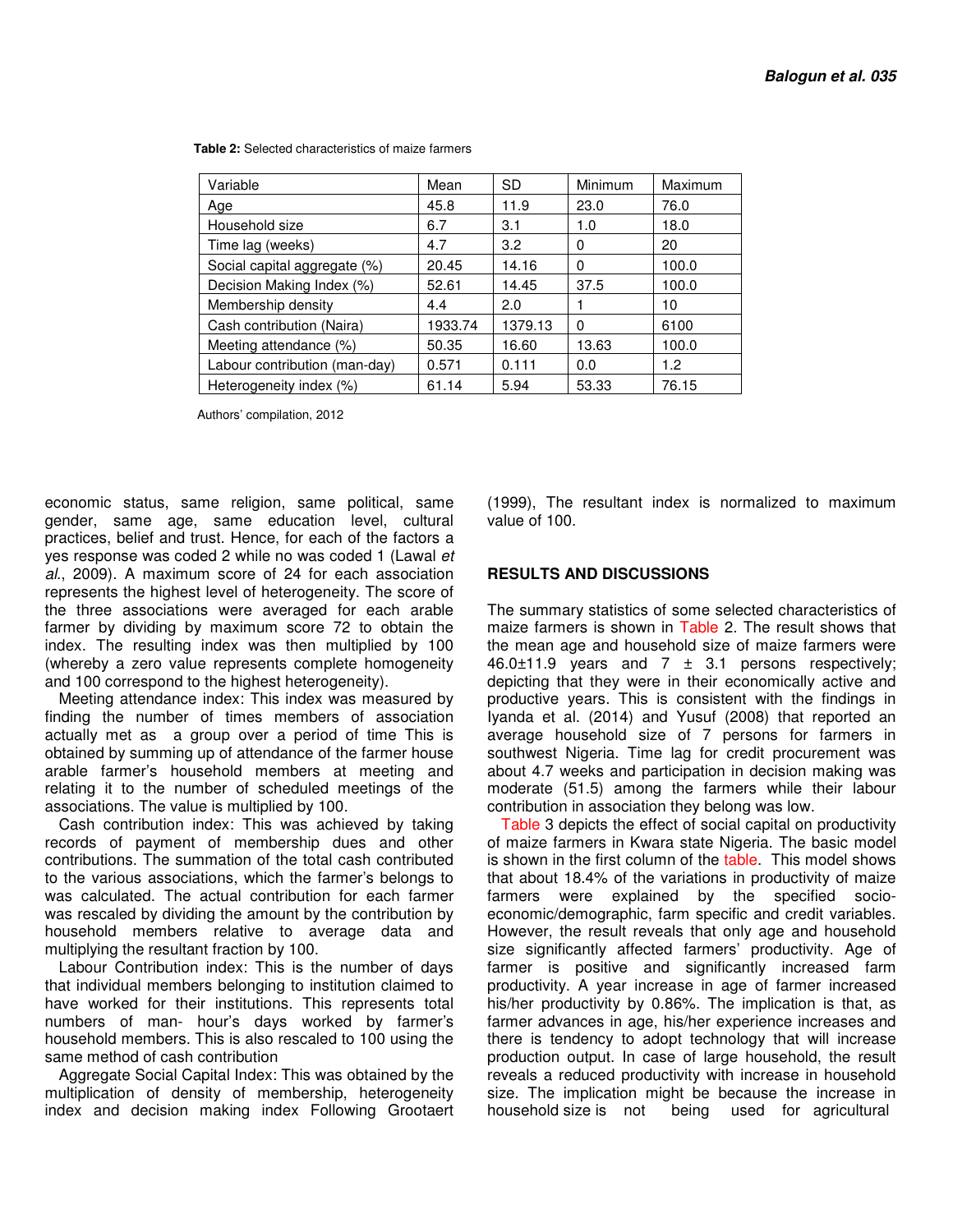**Table 2:** Selected characteristics of maize farmers

| Variable | Mean | SD | Minimum | Maximum |
|---|---|---|---|---|
| Age | 45.8 | 11.9 | 23.0 | 76.0 |
| Household size | 6.7 | 3.1 | 1.0 | 18.0 |
| Time lag (weeks) | 4.7 | 3.2 | 0 | 20 |
| Social capital aggregate (%) | 20.45 | 14.16 | 0 | 100.0 |
| Decision Making Index (%) | 52.61 | 14.45 | 37.5 | 100.0 |
| Membership density | 4.4 | 2.0 | 1 | 10 |
| Cash contribution (Naira) | 1933.74 | 1379.13 | 0 | 6100 |
| Meeting attendance (%) | 50.35 | 16.60 | 13.63 | 100.0 |
| Labour contribution (man-day) | 0.571 | 0.111 | 0.0 | 1.2 |
| Heterogeneity index (%) | 61.14 | 5.94 | 53.33 | 76.15 |

Authors' compilation, 2012

economic status, same religion, same political, same gender, same age, same education level, cultural practices, belief and trust. Hence, for each of the factors a yes response was coded 2 while no was coded 1 (Lawal *et al*., 2009). A maximum score of 24 for each association represents the highest level of heterogeneity. The score of the three associations were averaged for each arable farmer by dividing by maximum score 72 to obtain the index. The resulting index was then multiplied by 100 (whereby a zero value represents complete homogeneity and 100 correspond to the highest heterogeneity).

Meeting attendance index: This index was measured by finding the number of times members of association actually met as a group over a period of time This is obtained by summing up of attendance of the farmer house arable farmer's household members at meeting and relating it to the number of scheduled meetings of the associations. The value is multiplied by 100.

Cash contribution index: This was achieved by taking records of payment of membership dues and other contributions. The summation of the total cash contributed to the various associations, which the farmer's belongs to was calculated. The actual contribution for each farmer was rescaled by dividing the amount by the contribution by household members relative to average data and multiplying the resultant fraction by 100.

Labour Contribution index: This is the number of days that individual members belonging to institution claimed to have worked for their institutions. This represents total numbers of man- hour's days worked by farmer's household members. This is also rescaled to 100 using the same method of cash contribution

Aggregate Social Capital Index: This was obtained by the multiplication of density of membership, heterogeneity index and decision making index Following Grootaert (1999), The resultant index is normalized to maximum value of 100.

## RESULTS AND DISCUSSIONS

The summary statistics of some selected characteristics of maize farmers is shown in Table 2. The result shows that the mean age and household size of maize farmers were 46.0±11.9 years and 7 ± 3.1 persons respectively; depicting that they were in their economically active and productive years. This is consistent with the findings in Iyanda et al. (2014) and Yusuf (2008) that reported an average household size of 7 persons for farmers in southwest Nigeria. Time lag for credit procurement was about 4.7 weeks and participation in decision making was moderate (51.5) among the farmers while their labour contribution in association they belong was low.

Table 3 depicts the effect of social capital on productivity of maize farmers in Kwara state Nigeria. The basic model is shown in the first column of the table. This model shows that about 18.4% of the variations in productivity of maize farmers were explained by the specified socio-economic/demographic, farm specific and credit variables. However, the result reveals that only age and household size significantly affected farmers' productivity. Age of farmer is positive and significantly increased farm productivity. A year increase in age of farmer increased his/her productivity by 0.86%. The implication is that, as farmer advances in age, his/her experience increases and there is tendency to adopt technology that will increase production output. In case of large household, the result reveals a reduced productivity with increase in household size. The implication might be because the increase in household size is not being used for agricultural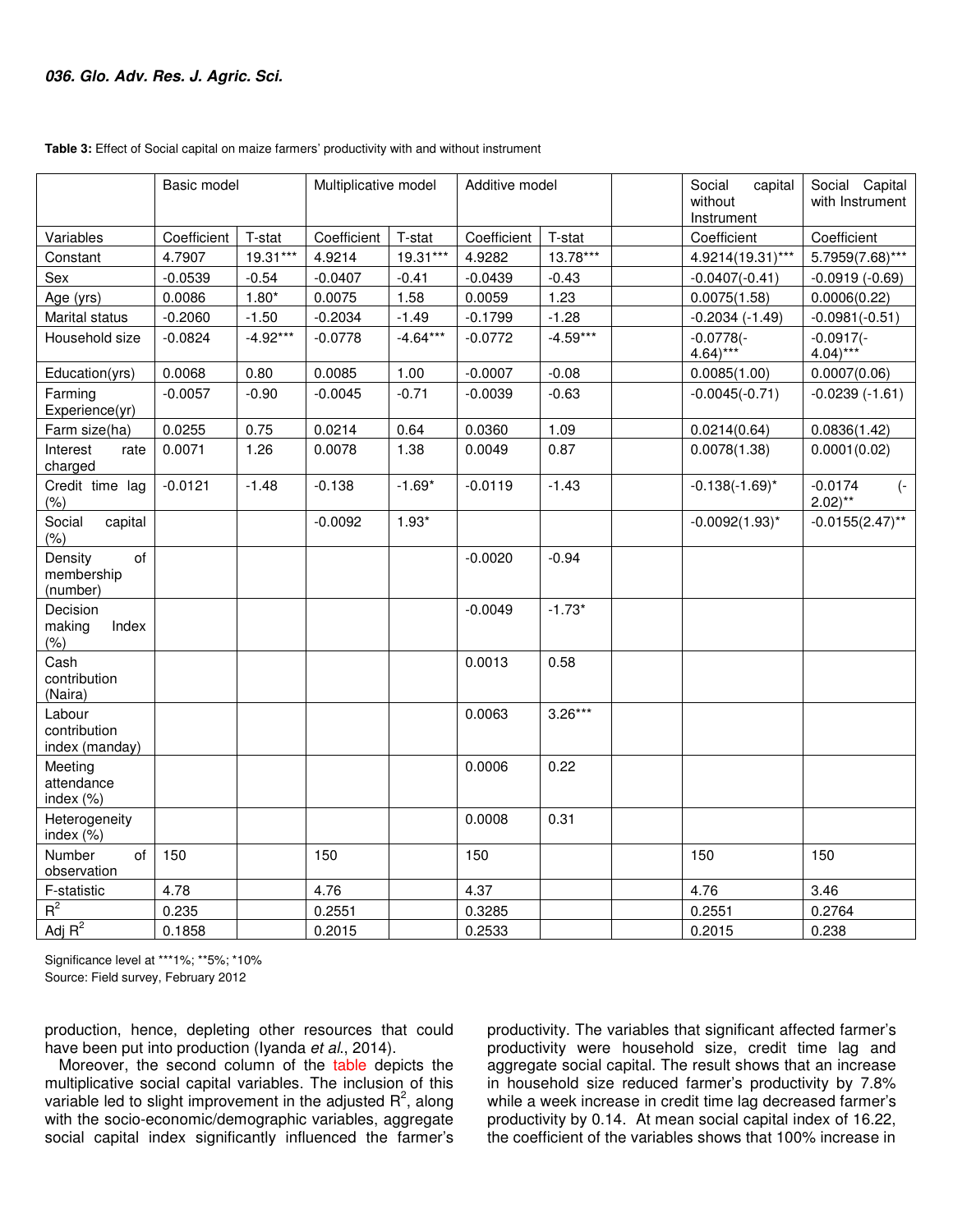**Table 3:** Effect of Social capital on maize farmers' productivity with and without instrument

| | Basic model | | Multiplicative model | | Additive model | | | Social capital without Instrument | Social Capital with Instrument |
|---|---|---|---|---|---|---|---|---|---|
| Variables | Coefficient | T-stat | Coefficient | T-stat | Coefficient | T-stat | | Coefficient | Coefficient |
| Constant | 4.7907 | 19.31*** | 4.9214 | 19.31*** | 4.9282 | 13.78*** | | 4.9214(19.31)*** | 5.7959(7.68)*** |
| Sex | -0.0539 | -0.54 | -0.0407 | -0.41 | -0.0439 | -0.43 | | -0.0407(-0.41) | -0.0919 (-0.69) |
| Age (yrs) | 0.0086 | 1.80* | 0.0075 | 1.58 | 0.0059 | 1.23 | | 0.0075(1.58) | 0.0006(0.22) |
| Marital status | -0.2060 | -1.50 | -0.2034 | -1.49 | -0.1799 | -1.28 | | -0.2034 (-1.49) | -0.0981(-0.51) |
| Household size | -0.0824 | -4.92*** | -0.0778 | -4.64*** | -0.0772 | -4.59*** | | -0.0778(-4.64)*** | -0.0917(-4.04)*** |
| Education(yrs) | 0.0068 | 0.80 | 0.0085 | 1.00 | -0.0007 | -0.08 | | 0.0085(1.00) | 0.0007(0.06) |
| Farming Experience(yr) | -0.0057 | -0.90 | -0.0045 | -0.71 | -0.0039 | -0.63 | | -0.0045(-0.71) | -0.0239 (-1.61) |
| Farm size(ha) | 0.0255 | 0.75 | 0.0214 | 0.64 | 0.0360 | 1.09 | | 0.0214(0.64) | 0.0836(1.42) |
| Interest rate charged | 0.0071 | 1.26 | 0.0078 | 1.38 | 0.0049 | 0.87 | | 0.0078(1.38) | 0.0001(0.02) |
| Credit time lag (%) | -0.0121 | -1.48 | -0.138 | -1.69* | -0.0119 | -1.43 | | -0.138(-1.69)* | -0.0174 (-2.02)** |
| Social capital (%) | | | -0.0092 | 1.93* | | | | -0.0092(1.93)* | -0.0155(2.47)** |
| Density of membership (number) | | | | | -0.0020 | -0.94 | | | |
| Decision making Index (%) | | | | | -0.0049 | -1.73* | | | |
| Cash contribution (Naira) | | | | | 0.0013 | 0.58 | | | |
| Labour contribution index (manday) | | | | | 0.0063 | 3.26*** | | | |
| Meeting attendance index (%) | | | | | 0.0006 | 0.22 | | | |
| Heterogeneity index (%) | | | | | 0.0008 | 0.31 | | | |
| Number of observation | 150 | | 150 | | 150 | | | 150 | 150 |
| F-statistic | 4.78 | | 4.76 | | 4.37 | | | 4.76 | 3.46 |
| $R^2$ | 0.235 | | 0.2551 | | 0.3285 | | | 0.2551 | 0.2764 |
| Adj $R^2$ | 0.1858 | | 0.2015 | | 0.2533 | | | 0.2015 | 0.238 |

Significance level at ***1%; **5%; *10%
Source: Field survey, February 2012

production, hence, depleting other resources that could have been put into production (Iyanda *et al*., 2014).

Moreover, the second column of the table depicts the multiplicative social capital variables. The inclusion of this variable led to slight improvement in the adjusted $R^2$, along with the socio-economic/demographic variables, aggregate social capital index significantly influenced the farmer's productivity. The variables that significant affected farmer's productivity were household size, credit time lag and aggregate social capital. The result shows that an increase in household size reduced farmer's productivity by 7.8% while a week increase in credit time lag decreased farmer's productivity by 0.14. At mean social capital index of 16.22, the coefficient of the variables shows that 100% increase in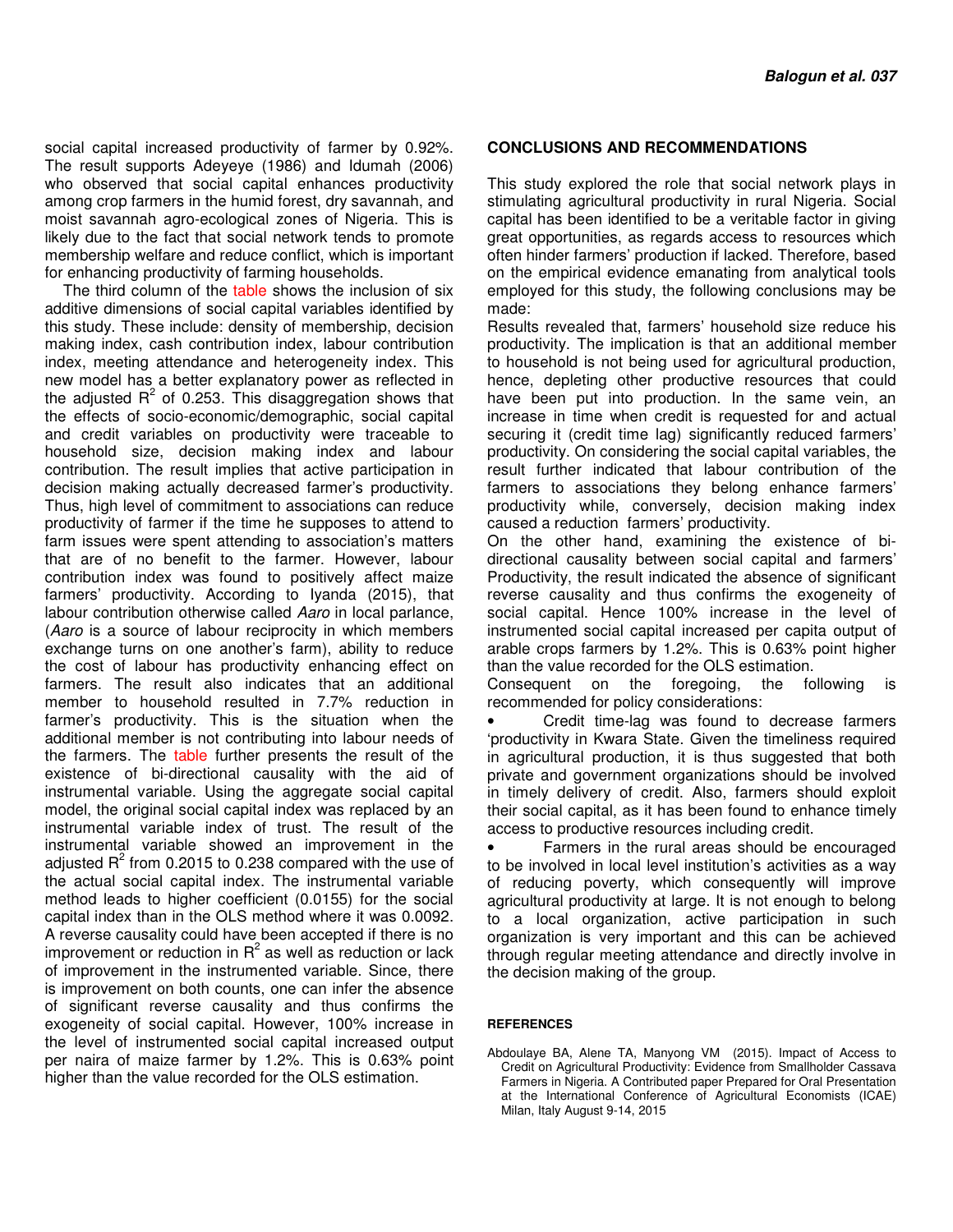social capital increased productivity of farmer by 0.92%. The result supports Adeyeye (1986) and Idumah (2006) who observed that social capital enhances productivity among crop farmers in the humid forest, dry savannah, and moist savannah agro-ecological zones of Nigeria. This is likely due to the fact that social network tends to promote membership welfare and reduce conflict, which is important for enhancing productivity of farming households.

The third column of the table shows the inclusion of six additive dimensions of social capital variables identified by this study. These include: density of membership, decision making index, cash contribution index, labour contribution index, meeting attendance and heterogeneity index. This new model has a better explanatory power as reflected in the adjusted $R^2$ of 0.253. This disaggregation shows that the effects of socio-economic/demographic, social capital and credit variables on productivity were traceable to household size, decision making index and labour contribution. The result implies that active participation in decision making actually decreased farmer's productivity. Thus, high level of commitment to associations can reduce productivity of farmer if the time he supposes to attend to farm issues were spent attending to association's matters that are of no benefit to the farmer. However, labour contribution index was found to positively affect maize farmers' productivity. According to Iyanda (2015), that labour contribution otherwise called *Aaro* in local parlance, (*Aaro* is a source of labour reciprocity in which members exchange turns on one another's farm), ability to reduce the cost of labour has productivity enhancing effect on farmers. The result also indicates that an additional member to household resulted in 7.7% reduction in farmer's productivity. This is the situation when the additional member is not contributing into labour needs of the farmers. The table further presents the result of the existence of bi-directional causality with the aid of instrumental variable. Using the aggregate social capital model, the original social capital index was replaced by an instrumental variable index of trust. The result of the instrumental variable showed an improvement in the adjusted $R^2$ from 0.2015 to 0.238 compared with the use of the actual social capital index. The instrumental variable method leads to higher coefficient (0.0155) for the social capital index than in the OLS method where it was 0.0092. A reverse causality could have been accepted if there is no improvement or reduction in $R^2$ as well as reduction or lack of improvement in the instrumented variable. Since, there is improvement on both counts, one can infer the absence of significant reverse causality and thus confirms the exogeneity of social capital. However, 100% increase in the level of instrumented social capital increased output per naira of maize farmer by 1.2%. This is 0.63% point higher than the value recorded for the OLS estimation.

## CONCLUSIONS AND RECOMMENDATIONS

This study explored the role that social network plays in stimulating agricultural productivity in rural Nigeria. Social capital has been identified to be a veritable factor in giving great opportunities, as regards access to resources which often hinder farmers' production if lacked. Therefore, based on the empirical evidence emanating from analytical tools employed for this study, the following conclusions may be made:

Results revealed that, farmers' household size reduce his productivity. The implication is that an additional member to household is not being used for agricultural production, hence, depleting other productive resources that could have been put into production. In the same vein, an increase in time when credit is requested for and actual securing it (credit time lag) significantly reduced farmers' productivity. On considering the social capital variables, the result further indicated that labour contribution of the farmers to associations they belong enhance farmers' productivity while, conversely, decision making index caused a reduction farmers' productivity.

On the other hand, examining the existence of bi-directional causality between social capital and farmers' Productivity, the result indicated the absence of significant reverse causality and thus confirms the exogeneity of social capital. Hence 100% increase in the level of instrumented social capital increased per capita output of arable crops farmers by 1.2%. This is 0.63% point higher than the value recorded for the OLS estimation.

Consequent on the foregoing, the following is recommended for policy considerations:

- Credit time-lag was found to decrease farmers 'productivity in Kwara State. Given the timeliness required in agricultural production, it is thus suggested that both private and government organizations should be involved in timely delivery of credit. Also, farmers should exploit their social capital, as it has been found to enhance timely access to productive resources including credit.
- Farmers in the rural areas should be encouraged to be involved in local level institution's activities as a way of reducing poverty, which consequently will improve agricultural productivity at large. It is not enough to belong to a local organization, active participation in such organization is very important and this can be achieved through regular meeting attendance and directly involve in the decision making of the group.

## REFERENCES

Abdoulaye BA, Alene TA, Manyong VM (2015). Impact of Access to Credit on Agricultural Productivity: Evidence from Smallholder Cassava Farmers in Nigeria. A Contributed paper Prepared for Oral Presentation at the International Conference of Agricultural Economists (ICAE) Milan, Italy August 9-14, 2015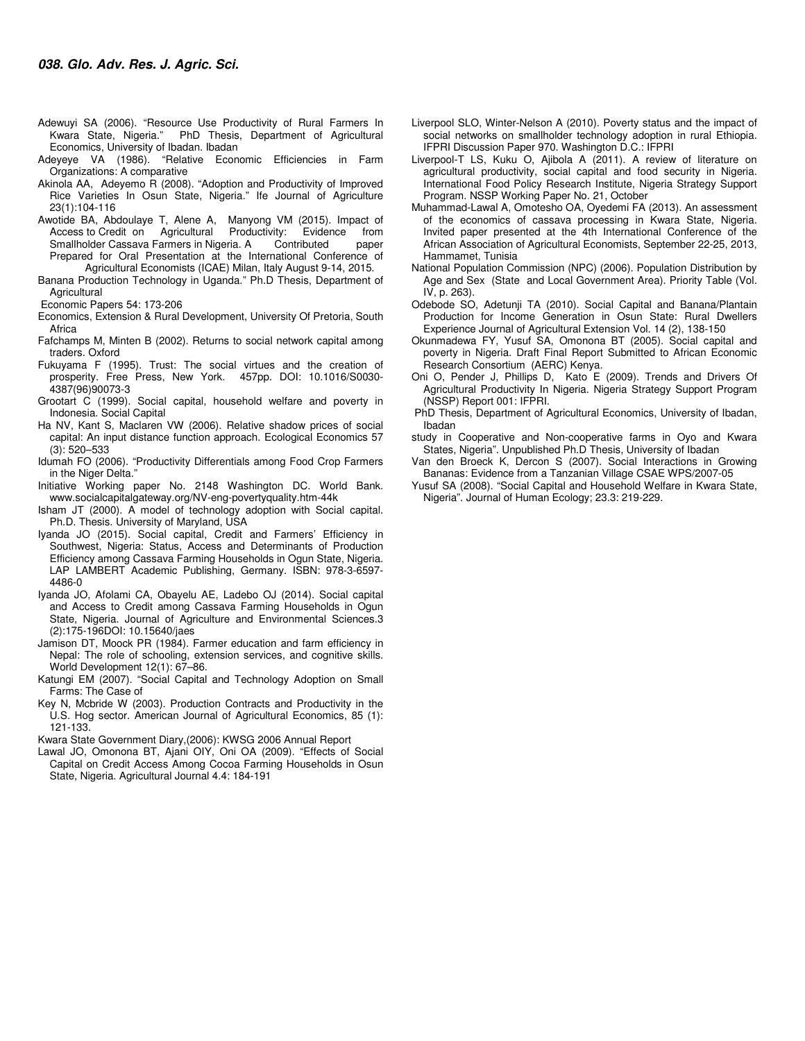Adewuyi SA (2006). "Resource Use Productivity of Rural Farmers In Kwara State, Nigeria." PhD Thesis, Department of Agricultural Economics, University of Ibadan. Ibadan

Adeyeye VA (1986). "Relative Economic Efficiencies in Farm Organizations: A comparative

Akinola AA, Adeyemo R (2008). "Adoption and Productivity of Improved Rice Varieties In Osun State, Nigeria." Ife Journal of Agriculture 23(1):104-116

Awotide BA, Abdoulaye T, Alene A, Manyong VM (2015). Impact of Access to Credit on Agricultural Productivity: Evidence from Smallholder Cassava Farmers in Nigeria. A Contributed paper Prepared for Oral Presentation at the International Conference of Agricultural Economists (ICAE) Milan, Italy August 9-14, 2015.

Banana Production Technology in Uganda." Ph.D Thesis, Department of Agricultural

Economic Papers 54: 173-206

Economics, Extension & Rural Development, University Of Pretoria, South Africa

Fafchamps M, Minten B (2002). Returns to social network capital among traders. Oxford

Fukuyama F (1995). Trust: The social virtues and the creation of prosperity. Free Press, New York. 457pp. DOI: 10.1016/S0030-4387(96)90073-3

Grootart C (1999). Social capital, household welfare and poverty in Indonesia. Social Capital

Ha NV, Kant S, Maclaren VW (2006). Relative shadow prices of social capital: An input distance function approach. Ecological Economics 57 (3): 520–533

Idumah FO (2006). "Productivity Differentials among Food Crop Farmers in the Niger Delta."

Initiative Working paper No. 2148 Washington DC. World Bank. www.socialcapitalgateway.org/NV-eng-povertyquality.htm-44k

Isham JT (2000). A model of technology adoption with Social capital. Ph.D. Thesis. University of Maryland, USA

Iyanda JO (2015). Social capital, Credit and Farmers' Efficiency in Southwest, Nigeria: Status, Access and Determinants of Production Efficiency among Cassava Farming Households in Ogun State, Nigeria. LAP LAMBERT Academic Publishing, Germany. ISBN: 978-3-6597-4486-0

Iyanda JO, Afolami CA, Obayelu AE, Ladebo OJ (2014). Social capital and Access to Credit among Cassava Farming Households in Ogun State, Nigeria. Journal of Agriculture and Environmental Sciences.3 (2):175-196DOI: 10.15640/jaes

Jamison DT, Moock PR (1984). Farmer education and farm efficiency in Nepal: The role of schooling, extension services, and cognitive skills. World Development 12(1): 67–86.

Katungi EM (2007). "Social Capital and Technology Adoption on Small Farms: The Case of

Key N, Mcbride W (2003). Production Contracts and Productivity in the U.S. Hog sector. American Journal of Agricultural Economics, 85 (1): 121-133.

Kwara State Government Diary,(2006): KWSG 2006 Annual Report

Lawal JO, Omonona BT, Ajani OIY, Oni OA (2009). "Effects of Social Capital on Credit Access Among Cocoa Farming Households in Osun State, Nigeria. Agricultural Journal 4.4: 184-191

Liverpool SLO, Winter-Nelson A (2010). Poverty status and the impact of social networks on smallholder technology adoption in rural Ethiopia. IFPRI Discussion Paper 970. Washington D.C.: IFPRI

Liverpool-T LS, Kuku O, Ajibola A (2011). A review of literature on agricultural productivity, social capital and food security in Nigeria. International Food Policy Research Institute, Nigeria Strategy Support Program. NSSP Working Paper No. 21, October

Muhammad-Lawal A, Omotesho OA, Oyedemi FA (2013). An assessment of the economics of cassava processing in Kwara State, Nigeria. Invited paper presented at the 4th International Conference of the African Association of Agricultural Economists, September 22-25, 2013, Hammamet, Tunisia

National Population Commission (NPC) (2006). Population Distribution by Age and Sex (State and Local Government Area). Priority Table (Vol. IV, p. 263).

Odebode SO, Adetunji TA (2010). Social Capital and Banana/Plantain Production for Income Generation in Osun State: Rural Dwellers Experience Journal of Agricultural Extension Vol. 14 (2), 138-150

Okunmadewa FY, Yusuf SA, Omonona BT (2005). Social capital and poverty in Nigeria. Draft Final Report Submitted to African Economic Research Consortium (AERC) Kenya.

Oni O, Pender J, Phillips D, Kato E (2009). Trends and Drivers Of Agricultural Productivity In Nigeria. Nigeria Strategy Support Program (NSSP) Report 001: IFPRI.

PhD Thesis, Department of Agricultural Economics, University of Ibadan, Ibadan

study in Cooperative and Non-cooperative farms in Oyo and Kwara States, Nigeria". Unpublished Ph.D Thesis, University of Ibadan

Van den Broeck K, Dercon S (2007). Social Interactions in Growing Bananas: Evidence from a Tanzanian Village CSAE WPS/2007-05

Yusuf SA (2008). "Social Capital and Household Welfare in Kwara State, Nigeria". Journal of Human Ecology; 23.3: 219-229.